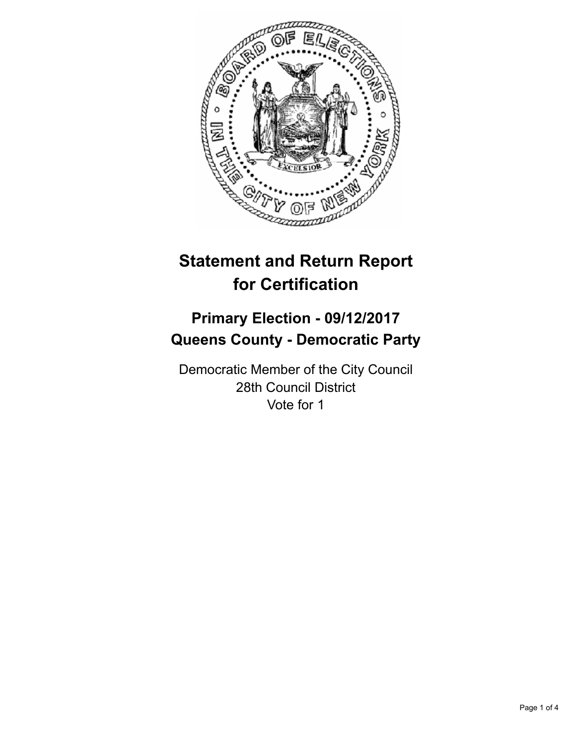# Statement and Return Report for Certification

## Primary Election - 09/12/2017
## Queens County - Democratic Party

Democratic Member of the City Council
28th Council District
Vote for 1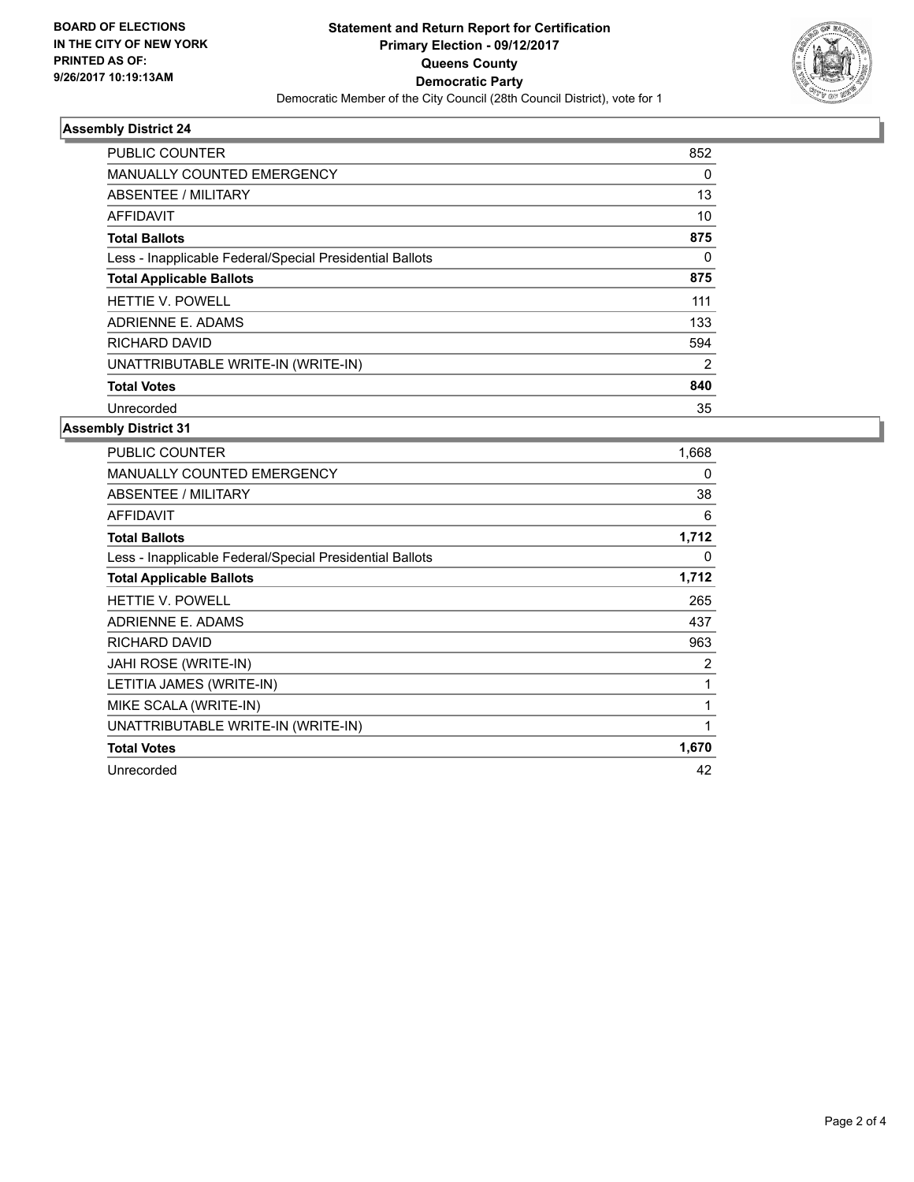BOARD OF ELECTIONS
IN THE CITY OF NEW YORK
PRINTED AS OF:
9/26/2017 10:19:13AM

# Statement and Return Report for Certification
## Primary Election - 09/12/2017
## Queens County
## Democratic Party

Democratic Member of the City Council (28th Council District), vote for 1

### Assembly District 24

| | |
|---|---|
| PUBLIC COUNTER | 852 |
| MANUALLY COUNTED EMERGENCY | 0 |
| ABSENTEE / MILITARY | 13 |
| AFFIDAVIT | 10 |
| **Total Ballots** | **875** |
| Less - Inapplicable Federal/Special Presidential Ballots | 0 |
| **Total Applicable Ballots** | **875** |
| HETTIE V. POWELL | 111 |
| ADRIENNE E. ADAMS | 133 |
| RICHARD DAVID | 594 |
| UNATTRIBUTABLE WRITE-IN (WRITE-IN) | 2 |
| **Total Votes** | **840** |
| Unrecorded | 35 |

### Assembly District 31

| | |
|---|---|
| PUBLIC COUNTER | 1,668 |
| MANUALLY COUNTED EMERGENCY | 0 |
| ABSENTEE / MILITARY | 38 |
| AFFIDAVIT | 6 |
| **Total Ballots** | **1,712** |
| Less - Inapplicable Federal/Special Presidential Ballots | 0 |
| **Total Applicable Ballots** | **1,712** |
| HETTIE V. POWELL | 265 |
| ADRIENNE E. ADAMS | 437 |
| RICHARD DAVID | 963 |
| JAHI ROSE (WRITE-IN) | 2 |
| LETITIA JAMES (WRITE-IN) | 1 |
| MIKE SCALA (WRITE-IN) | 1 |
| UNATTRIBUTABLE WRITE-IN (WRITE-IN) | 1 |
| **Total Votes** | **1,670** |
| Unrecorded | 42 |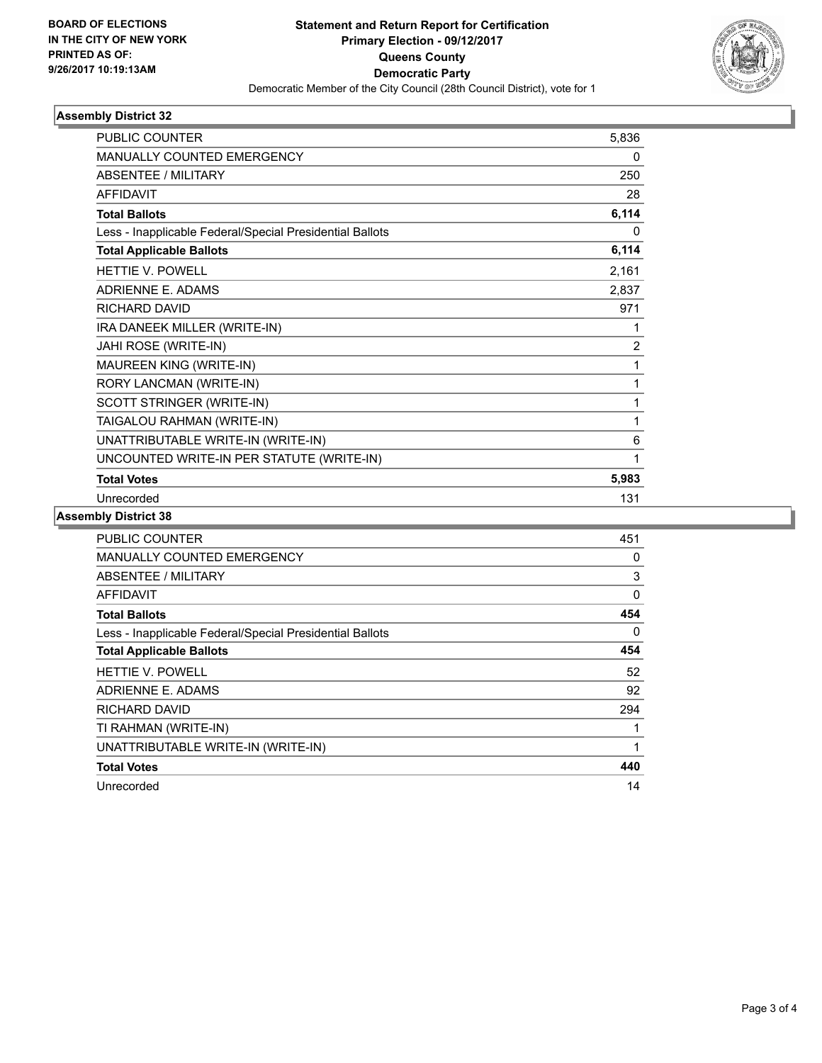BOARD OF ELECTIONS
IN THE CITY OF NEW YORK
PRINTED AS OF:
9/26/2017 10:19:13AM

**Statement and Return Report for Certification**
**Primary Election - 09/12/2017**
**Queens County**
**Democratic Party**
Democratic Member of the City Council (28th Council District), vote for 1

### Assembly District 32

| | |
|---|---|
| PUBLIC COUNTER | 5,836 |
| MANUALLY COUNTED EMERGENCY | 0 |
| ABSENTEE / MILITARY | 250 |
| AFFIDAVIT | 28 |
| **Total Ballots** | **6,114** |
| Less - Inapplicable Federal/Special Presidential Ballots | 0 |
| **Total Applicable Ballots** | **6,114** |
| HETTIE V. POWELL | 2,161 |
| ADRIENNE E. ADAMS | 2,837 |
| RICHARD DAVID | 971 |
| IRA DANEEK MILLER (WRITE-IN) | 1 |
| JAHI ROSE (WRITE-IN) | 2 |
| MAUREEN KING (WRITE-IN) | 1 |
| RORY LANCMAN (WRITE-IN) | 1 |
| SCOTT STRINGER (WRITE-IN) | 1 |
| TAIGALOU RAHMAN (WRITE-IN) | 1 |
| UNATTRIBUTABLE WRITE-IN (WRITE-IN) | 6 |
| UNCOUNTED WRITE-IN PER STATUTE (WRITE-IN) | 1 |
| **Total Votes** | **5,983** |
| Unrecorded | 131 |

### Assembly District 38

| | |
|---|---|
| PUBLIC COUNTER | 451 |
| MANUALLY COUNTED EMERGENCY | 0 |
| ABSENTEE / MILITARY | 3 |
| AFFIDAVIT | 0 |
| **Total Ballots** | **454** |
| Less - Inapplicable Federal/Special Presidential Ballots | 0 |
| **Total Applicable Ballots** | **454** |
| HETTIE V. POWELL | 52 |
| ADRIENNE E. ADAMS | 92 |
| RICHARD DAVID | 294 |
| TI RAHMAN (WRITE-IN) | 1 |
| UNATTRIBUTABLE WRITE-IN (WRITE-IN) | 1 |
| **Total Votes** | **440** |
| Unrecorded | 14 |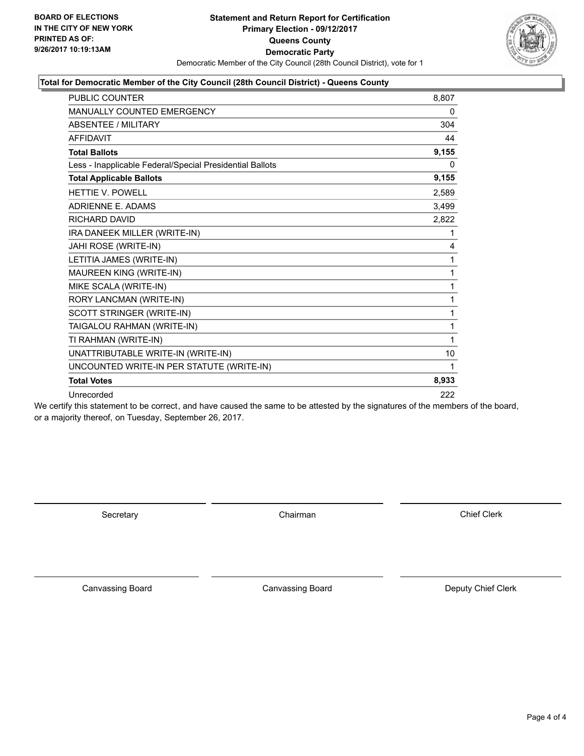**BOARD OF ELECTIONS**
**IN THE CITY OF NEW YORK**
**PRINTED AS OF:**
**9/26/2017 10:19:13AM**

# Statement and Return Report for Certification
## Primary Election - 09/12/2017
## Queens County
## Democratic Party

Democratic Member of the City Council (28th Council District), vote for 1

### Total for Democratic Member of the City Council (28th Council District) - Queens County

| | |
|---|---|
| PUBLIC COUNTER | 8,807 |
| MANUALLY COUNTED EMERGENCY | 0 |
| ABSENTEE / MILITARY | 304 |
| AFFIDAVIT | 44 |
| **Total Ballots** | **9,155** |
| Less - Inapplicable Federal/Special Presidential Ballots | 0 |
| **Total Applicable Ballots** | **9,155** |
| HETTIE V. POWELL | 2,589 |
| ADRIENNE E. ADAMS | 3,499 |
| RICHARD DAVID | 2,822 |
| IRA DANEEK MILLER (WRITE-IN) | 1 |
| JAHI ROSE (WRITE-IN) | 4 |
| LETITIA JAMES (WRITE-IN) | 1 |
| MAUREEN KING (WRITE-IN) | 1 |
| MIKE SCALA (WRITE-IN) | 1 |
| RORY LANCMAN (WRITE-IN) | 1 |
| SCOTT STRINGER (WRITE-IN) | 1 |
| TAIGALOU RAHMAN (WRITE-IN) | 1 |
| TI RAHMAN (WRITE-IN) | 1 |
| UNATTRIBUTABLE WRITE-IN (WRITE-IN) | 10 |
| UNCOUNTED WRITE-IN PER STATUTE (WRITE-IN) | 1 |
| **Total Votes** | **8,933** |
| Unrecorded | 222 |

We certify this statement to be correct, and have caused the same to be attested by the signatures of the members of the board, or a majority thereof, on Tuesday, September 26, 2017.

Secretary

Chairman

Chief Clerk

Canvassing Board

Canvassing Board

Deputy Chief Clerk